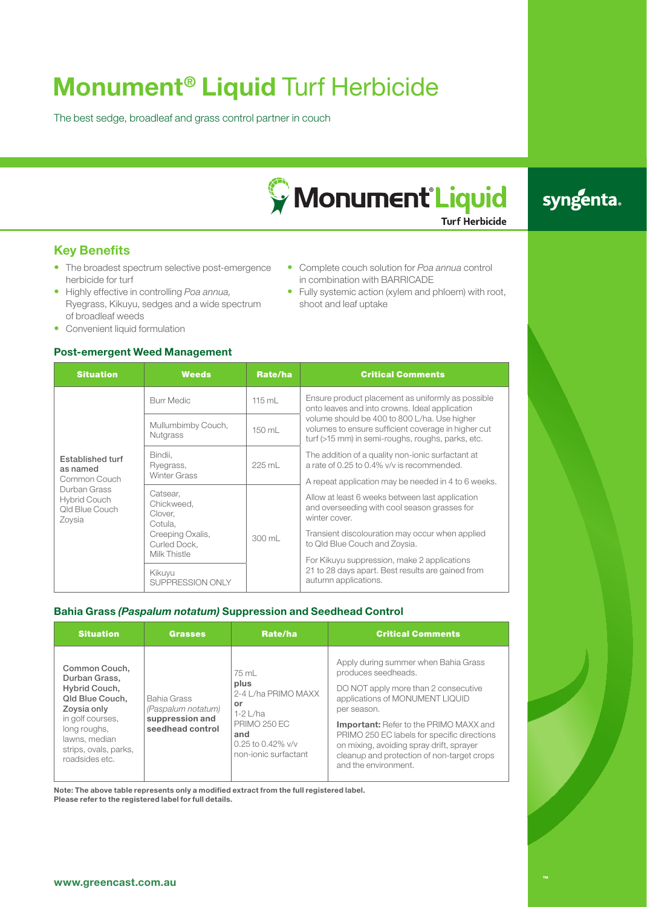# **Monument® Liquid** Turf Herbicide

The best sedge, broadleaf and grass control partner in couch

Monument® Liquid Turf Herbicide

syngenta.

## Key Benefits

- The broadest spectrum selective post-emergence herbicide for turf
- Highly effective in controlling *Poa annua*, Ryegrass, Kikuyu, sedges and a wide spectrum of broadleaf weeds
- Convenient liquid formulation
- Complete couch solution for *Poa annua* control in combination with BARRICADE
- Fully systemic action (xylem and phloem) with root, shoot and leaf uptake

## Post-emergent Weed Management

| Situation | Weeds | Rate/ha | Critical Comments |
|---|---|---|---|
| **Established turf as named** Common Couch, Durban Grass, Hybrid Couch, Qld Blue Couch, Zoysia | Burr Medic | 115 mL | Ensure product placement as uniformly as possible onto leaves and into crowns. Ideal application volume should be 400 to 800 L/ha. Use higher volumes to ensure sufficient coverage in higher cut turf (>15 mm) in semi-roughs, roughs, parks, etc. |
| | Mullumbimby Couch, Nutgrass | 150 mL | |
| | Bindii, Ryegrass, Winter Grass | 225 mL | The addition of a quality non-ionic surfactant at a rate of 0.25 to 0.4% v/v is recommended. A repeat application may be needed in 4 to 6 weeks. |
| | Catsear, Chickweed, Clover, Cotula, Creeping Oxalis, Curled Dock, Milk Thistle | 300 mL | Allow at least 6 weeks between last application and overseeding with cool season grasses for winter cover. Transient discolouration may occur when applied to Qld Blue Couch and Zoysia. |
| | Kikuyu SUPPRESSION ONLY | | For Kikuyu suppression, make 2 applications 21 to 28 days apart. Best results are gained from autumn applications. |

## Bahia Grass *(Paspalum notatum)* Suppression and Seedhead Control

| Situation | Grasses | Rate/ha | Critical Comments |
|---|---|---|---|
| **Common Couch, Durban Grass, Hybrid Couch, Qld Blue Couch, Zoysia only** in golf courses, long roughs, lawns, median strips, ovals, parks, roadsides etc. | Bahia Grass *(Paspalum notatum)* **suppression and seedhead control** | 75 mL **plus** 2-4 L/ha PRIMO MAXX **or** 1-2 L/ha PRIMO 250 EC **and** 0.25 to 0.42% v/v non-ionic surfactant | Apply during summer when Bahia Grass produces seedheads. DO NOT apply more than 2 consecutive applications of MONUMENT LIQUID per season. **Important:** Refer to the PRIMO MAXX and PRIMO 250 EC labels for specific directions on mixing, avoiding spray drift, sprayer cleanup and protection of non-target crops and the environment. |

**Note: The above table represents only a modified extract from the full registered label. Please refer to the registered label for full details.**

**www.greencast.com.au**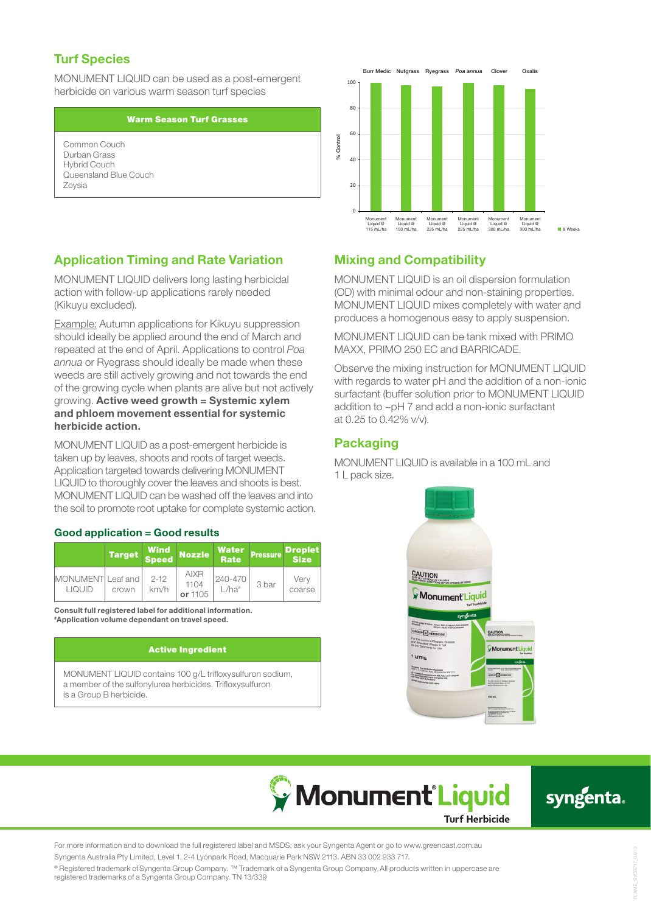## Turf Species

MONUMENT LIQUID can be used as a post-emergent herbicide on various warm season turf species

| Warm Season Turf Grasses |
|---|
| Common Couch<br>Durban Grass<br>Hybrid Couch<br>Queensland Blue Couch<br>Zoysia |

Burr Medic Nutgrass Ryegrass *Poa annua* Clover Oxalis

% Control

100
80
60
40
20
0

Monument Liquid @ 115 mL/ha
Monument Liquid @ 150 mL/ha
Monument Liquid @ 225 mL/ha
Monument Liquid @ 225 mL/ha
Monument Liquid @ 300 mL/ha
Monument Liquid @ 300 mL/ha

8 Weeks

## Application Timing and Rate Variation

MONUMENT LIQUID delivers long lasting herbicidal action with follow-up applications rarely needed (Kikuyu excluded).

Example: Autumn applications for Kikuyu suppression should ideally be applied around the end of March and repeated at the end of April. Applications to control *Poa annua* or Ryegrass should ideally be made when these weeds are still actively growing and not towards the end of the growing cycle when plants are alive but not actively growing. **Active weed growth = Systemic xylem and phloem movement essential for systemic herbicide action.**

MONUMENT LIQUID as a post-emergent herbicide is taken up by leaves, shoots and roots of target weeds. Application targeted towards delivering MONUMENT LIQUID to thoroughly cover the leaves and shoots is best. MONUMENT LIQUID can be washed off the leaves and into the soil to promote root uptake for complete systemic action.

### Good application = Good results

| | Target | Wind Speed | Nozzle | Water Rate | Pressure | Droplet Size |
|---|---|---|---|---|---|---|
| MONUMENT LIQUID | Leaf and crown | 2-12 km/h | AIXR 1104 **or** 1105 | 240-470 L/ha# | 3 bar | Very coarse |

**Consult full registered label for additional information.**
**#Application volume dependant on travel speed.**

| Active Ingredient |
|---|
| MONUMENT LIQUID contains 100 g/L trifloxysulfuron sodium, a member of the sulfonylurea herbicides. Trifloxysulfuron is a Group B herbicide. |

## Mixing and Compatibility

MONUMENT LIQUID is an oil dispersion formulation (OD) with minimal odour and non-staining properties. MONUMENT LIQUID mixes completely with water and produces a homogenous easy to apply suspension.

MONUMENT LIQUID can be tank mixed with PRIMO MAXX, PRIMO 250 EC and BARRICADE.

Observe the mixing instruction for MONUMENT LIQUID with regards to water pH and the addition of a non-ionic surfactant (buffer solution prior to MONUMENT LIQUID addition to ~pH 7 and add a non-ionic surfactant at 0.25 to 0.42% v/v).

## Packaging

MONUMENT LIQUID is available in a 100 mL and 1 L pack size.

Monument® Liquid Turf Herbicide

syngenta.

For more information and to download the full registered label and MSDS, ask your Syngenta Agent or go to www.greencast.com.au
Syngenta Australia Pty Limited, Level 1, 2-4 Lyonpark Road, Macquarie Park NSW 2113. ABN 33 002 933 717.
® Registered trademark of Syngenta Group Company. ™ Trademark of a Syngenta Group Company. All products written in uppercase are registered trademarks of a Syngenta Group Company. TN 13/339